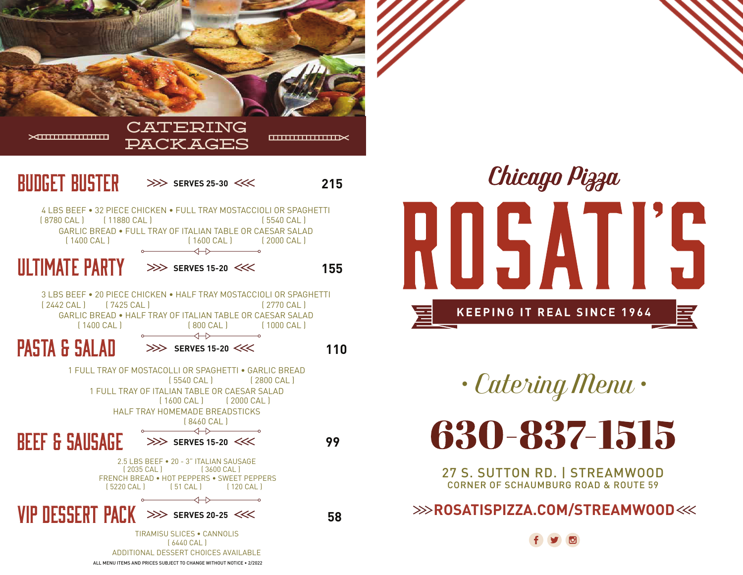# CATERING PACKAGES

## BUDGET BUSTER

>>> SERVES 25-30 <<< **215**

4 LBS BEEF • 32 PIECE CHICKEN • FULL TRAY MOSTACCIOLI OR SPAGHETTI
( 8780 CAL ) ( 11880 CAL ) ( 5540 CAL )
GARLIC BREAD • FULL TRAY OF ITALIAN TABLE OR CAESAR SALAD
( 1400 CAL ) ( 1600 CAL ) ( 2000 CAL )

## ULTIMATE PARTY

>>> SERVES 15-20 <<< **155**

3 LBS BEEF • 20 PIECE CHICKEN • HALF TRAY MOSTACCIOLI OR SPAGHETTI
( 2442 CAL ) ( 7425 CAL ) ( 2770 CAL )
GARLIC BREAD • HALF TRAY OF ITALIAN TABLE OR CAESAR SALAD
( 1400 CAL ) ( 800 CAL ) ( 1000 CAL )

## PASTA & SALAD

>>> SERVES 15-20 <<< **110**

1 FULL TRAY OF MOSTACOLLI OR SPAGHETTI • GARLIC BREAD
( 5540 CAL ) ( 2800 CAL )
1 FULL TRAY OF ITALIAN TABLE OR CAESAR SALAD
( 1600 CAL ) ( 2000 CAL )
HALF TRAY HOMEMADE BREADSTICKS
( 8460 CAL )

## BEEF & SAUSAGE

>>> SERVES 15-20 <<< **99**

2.5 LBS BEEF • 20 - 3" ITALIAN SAUSAGE
( 2035 CAL ) ( 3600 CAL )
FRENCH BREAD • HOT PEPPERS • SWEET PEPPERS
( 5220 CAL ) ( 51 CAL ) ( 120 CAL )

## VIP DESSERT PACK

>>> SERVES 20-25 <<< **58**

TIRAMISU SLICES • CANNOLIS
( 6440 CAL )
ADDITIONAL DESSERT CHOICES AVAILABLE

ALL MENU ITEMS AND PRICES SUBJECT TO CHANGE WITHOUT NOTICE • 2/2022

*Chicago Pizza*

# ROSATI'S

**KEEPING IT REAL SINCE 1964**

*• Catering Menu •*

# 630-837-1515

27 S. SUTTON RD. | STREAMWOOD
CORNER OF SCHAUMBURG ROAD & ROUTE 59

**>>>ROSATISPIZZA.COM/STREAMWOOD<<<**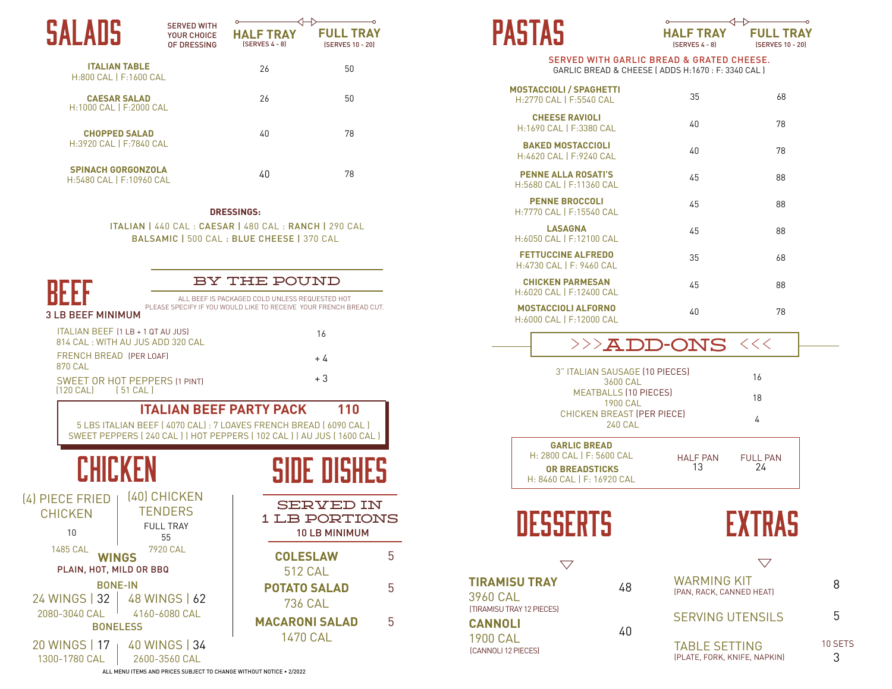## SALADS

| SERVED WITH YOUR CHOICE OF DRESSING | HALF TRAY (SERVES 4 - 8) | FULL TRAY (SERVES 10 - 20) |
|---|---|---|
| **ITALIAN TABLE** H:800 CAL \| F:1600 CAL | 26 | 50 |
| **CAESAR SALAD** H:1000 CAL \| F:2000 CAL | 26 | 50 |
| **CHOPPED SALAD** H:3920 CAL \| F:7840 CAL | 40 | 78 |
| **SPINACH GORGONZOLA** H:5480 CAL \| F:10960 CAL | 40 | 78 |

**DRESSINGS:**

**ITALIAN** | 440 CAL : **CAESAR** | 480 CAL : **RANCH** | 290 CAL
**BALSAMIC** | 500 CAL : **BLUE CHEESE** | 370 CAL

## BEEF

3 LB BEEF MINIMUM

### BY THE POUND

ALL BEEF IS PACKAGED COLD UNLESS REQUESTED HOT
PLEASE SPECIFY IF YOU WOULD LIKE TO RECEIVE YOUR FRENCH BREAD CUT.

| | |
|---|---|
| ITALIAN BEEF (1 LB + 1 QT AU JUS) 814 CAL : WITH AU JUS ADD 320 CAL | 16 |
| FRENCH BREAD (PER LOAF) 870 CAL | + 4 |
| SWEET OR HOT PEPPERS (1 PINT) (120 CAL) (51 CAL) | + 3 |

**ITALIAN BEEF PARTY PACK 110**

5 LBS ITALIAN BEEF ( 4070 CAL) : 7 LOAVES FRENCH BREAD ( 6090 CAL )
SWEET PEPPERS ( 240 CAL ) | HOT PEPPERS ( 102 CAL ) | AU JUS ( 1600 CAL )

## CHICKEN

(4) PIECE FRIED CHICKEN
10
1485 CAL

(40) CHICKEN TENDERS
FULL TRAY
55
7920 CAL

**WINGS**
PLAIN, HOT, MILD OR BBQ

BONE-IN
24 WINGS | 32 — 2080-3040 CAL
48 WINGS | 62 — 4160-6080 CAL

BONELESS
20 WINGS | 17 — 1300-1780 CAL
40 WINGS | 34 — 2600-3560 CAL

## SIDE DISHES

SERVED IN 1 LB PORTIONS
10 LB MINIMUM

| | |
|---|---|
| **COLESLAW** 512 CAL | 5 |
| **POTATO SALAD** 736 CAL | 5 |
| **MACARONI SALAD** 1470 CAL | 5 |

## PASTAS

SERVED WITH GARLIC BREAD & GRATED CHEESE.
GARLIC BREAD & CHEESE ( ADDS H:1670 : F: 3340 CAL )

| | HALF TRAY (SERVES 4 - 8) | FULL TRAY (SERVES 10 - 20) |
|---|---|---|
| **MOSTACCIOLI / SPAGHETTI** H:2770 CAL \| F:5540 CAL | 35 | 68 |
| **CHEESE RAVIOLI** H:1690 CAL \| F:3380 CAL | 40 | 78 |
| **BAKED MOSTACCIOLI** H:4620 CAL \| F:9240 CAL | 40 | 78 |
| **PENNE ALLA ROSATI'S** H:5680 CAL \| F:11360 CAL | 45 | 88 |
| **PENNE BROCCOLI** H:7770 CAL \| F:15540 CAL | 45 | 88 |
| **LASAGNA** H:6050 CAL \| F:12100 CAL | 45 | 88 |
| **FETTUCCINE ALFREDO** H:4730 CAL \| F: 9460 CAL | 35 | 68 |
| **CHICKEN PARMESAN** H:6020 CAL \| F:12400 CAL | 45 | 88 |
| **MOSTACCIOLI ALFORNO** H:6000 CAL \| F:12000 CAL | 40 | 78 |

### >>>ADD-ONS <<<

| | |
|---|---|
| 3" ITALIAN SAUSAGE (10 PIECES) 3600 CAL | 16 |
| MEATBALLS (10 PIECES) 1900 CAL | 18 |
| CHICKEN BREAST (PER PIECE) 240 CAL | 4 |

| | HALF PAN | FULL PAN |
|---|---|---|
| **GARLIC BREAD** H: 2800 CAL \| F: 5600 CAL **OR BREADSTICKS** H: 8460 CAL \| F: 16920 CAL | 13 | 24 |

## DESSERTS

| | |
|---|---|
| **TIRAMISU TRAY** 3960 CAL (TIRAMISU TRAY 12 PIECES) | 48 |
| **CANNOLI** 1900 CAL (CANNOLI 12 PIECES) | 40 |

## EXTRAS

| | |
|---|---|
| WARMING KIT (PAN, RACK, CANNED HEAT) | 8 |
| SERVING UTENSILS | 5 |
| TABLE SETTING (PLATE, FORK, KNIFE, NAPKIN) | 10 SETS 3 |

ALL MENU ITEMS AND PRICES SUBJECT TO CHANGE WITHOUT NOTICE • 2/2022